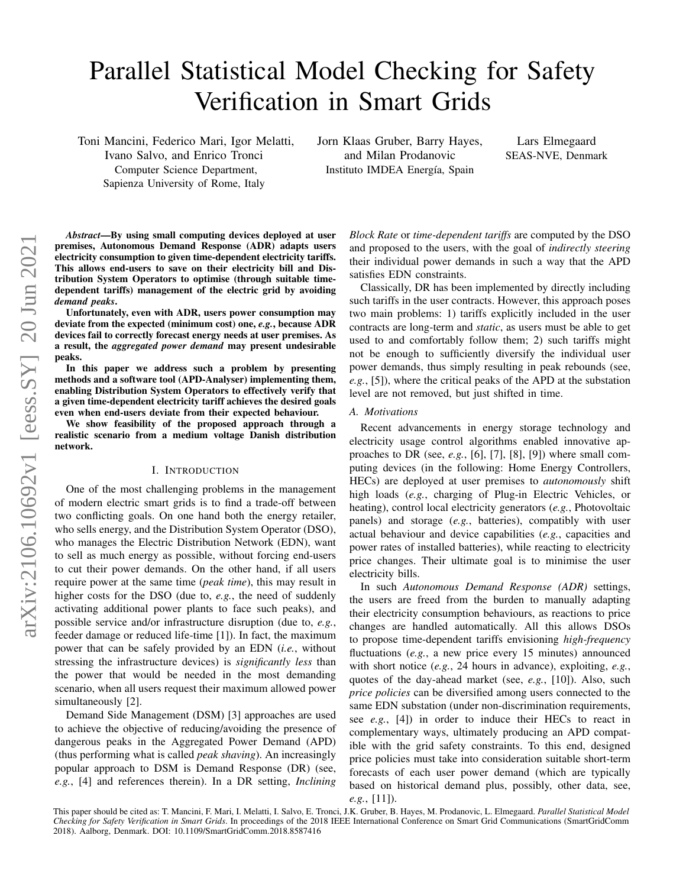# Parallel Statistical Model Checking for Safety Verification in Smart Grids

Toni Mancini, Federico Mari, Igor Melatti, Ivano Salvo, and Enrico Tronci
Computer Science Department,
Sapienza University of Rome, Italy

Jorn Klaas Gruber, Barry Hayes, and Milan Prodanovic
Instituto IMDEA Energía, Spain

Lars Elmegaard
SEAS-NVE, Denmark

***Abstract*—By using small computing devices deployed at user premises, Autonomous Demand Response (ADR) adapts users electricity consumption to given time-dependent electricity tariffs. This allows end-users to save on their electricity bill and Distribution System Operators to optimise (through suitable time-dependent tariffs) management of the electric grid by avoiding *demand peaks*.**

**Unfortunately, even with ADR, users power consumption may deviate from the expected (minimum cost) one, *e.g.*, because ADR devices fail to correctly forecast energy needs at user premises. As a result, the *aggregated power demand* may present undesirable peaks.**

**In this paper we address such a problem by presenting methods and a software tool (APD-Analyser) implementing them, enabling Distribution System Operators to effectively verify that a given time-dependent electricity tariff achieves the desired goals even when end-users deviate from their expected behaviour.**

**We show feasibility of the proposed approach through a realistic scenario from a medium voltage Danish distribution network.**

## I. Introduction

One of the most challenging problems in the management of modern electric smart grids is to find a trade-off between two conflicting goals. On one hand both the energy retailer, who sells energy, and the Distribution System Operator (DSO), who manages the Electric Distribution Network (EDN), want to sell as much energy as possible, without forcing end-users to cut their power demands. On the other hand, if all users require power at the same time (*peak time*), this may result in higher costs for the DSO (due to, *e.g.*, the need of suddenly activating additional power plants to face such peaks), and possible service and/or infrastructure disruption (due to, *e.g.*, feeder damage or reduced life-time [1]). In fact, the maximum power that can be safely provided by an EDN (*i.e.*, without stressing the infrastructure devices) is *significantly less* than the power that would be needed in the most demanding scenario, when all users request their maximum allowed power simultaneously [2].

Demand Side Management (DSM) [3] approaches are used to achieve the objective of reducing/avoiding the presence of dangerous peaks in the Aggregated Power Demand (APD) (thus performing what is called *peak shaving*). An increasingly popular approach to DSM is Demand Response (DR) (see, *e.g.*, [4] and references therein). In a DR setting, *Inclining Block Rate* or *time-dependent tariffs* are computed by the DSO and proposed to the users, with the goal of *indirectly steering* their individual power demands in such a way that the APD satisfies EDN constraints.

Classically, DR has been implemented by directly including such tariffs in the user contracts. However, this approach poses two main problems: 1) tariffs explicitly included in the user contracts are long-term and *static*, as users must be able to get used to and comfortably follow them; 2) such tariffs might not be enough to sufficiently diversify the individual user power demands, thus simply resulting in peak rebounds (see, *e.g.*, [5]), where the critical peaks of the APD at the substation level are not removed, but just shifted in time.

### A. Motivations

Recent advancements in energy storage technology and electricity usage control algorithms enabled innovative approaches to DR (see, *e.g.*, [6], [7], [8], [9]) where small computing devices (in the following: Home Energy Controllers, HECs) are deployed at user premises to *autonomously* shift high loads (*e.g.*, charging of Plug-in Electric Vehicles, or heating), control local electricity generators (*e.g.*, Photovoltaic panels) and storage (*e.g.*, batteries), compatibly with user actual behaviour and device capabilities (*e.g.*, capacities and power rates of installed batteries), while reacting to electricity price changes. Their ultimate goal is to minimise the user electricity bills.

In such *Autonomous Demand Response (ADR)* settings, the users are freed from the burden to manually adapting their electricity consumption behaviours, as reactions to price changes are handled automatically. All this allows DSOs to propose time-dependent tariffs envisioning *high-frequency* fluctuations (*e.g.*, a new price every 15 minutes) announced with short notice (*e.g.*, 24 hours in advance), exploiting, *e.g.*, quotes of the day-ahead market (see, *e.g.*, [10]). Also, such *price policies* can be diversified among users connected to the same EDN substation (under non-discrimination requirements, see *e.g.*, [4]) in order to induce their HECs to react in complementary ways, ultimately producing an APD compatible with the grid safety constraints. To this end, designed price policies must take into consideration suitable short-term forecasts of each user power demand (which are typically based on historical demand plus, possibly, other data, see, *e.g.*, [11]).

This paper should be cited as: T. Mancini, F. Mari, I. Melatti, I. Salvo, E. Tronci, J.K. Gruber, B. Hayes, M. Prodanovic, L. Elmegaard. *Parallel Statistical Model Checking for Safety Verification in Smart Grids*. In proceedings of the 2018 IEEE International Conference on Smart Grid Communications (SmartGridComm 2018). Aalborg, Denmark. DOI: 10.1109/SmartGridComm.2018.8587416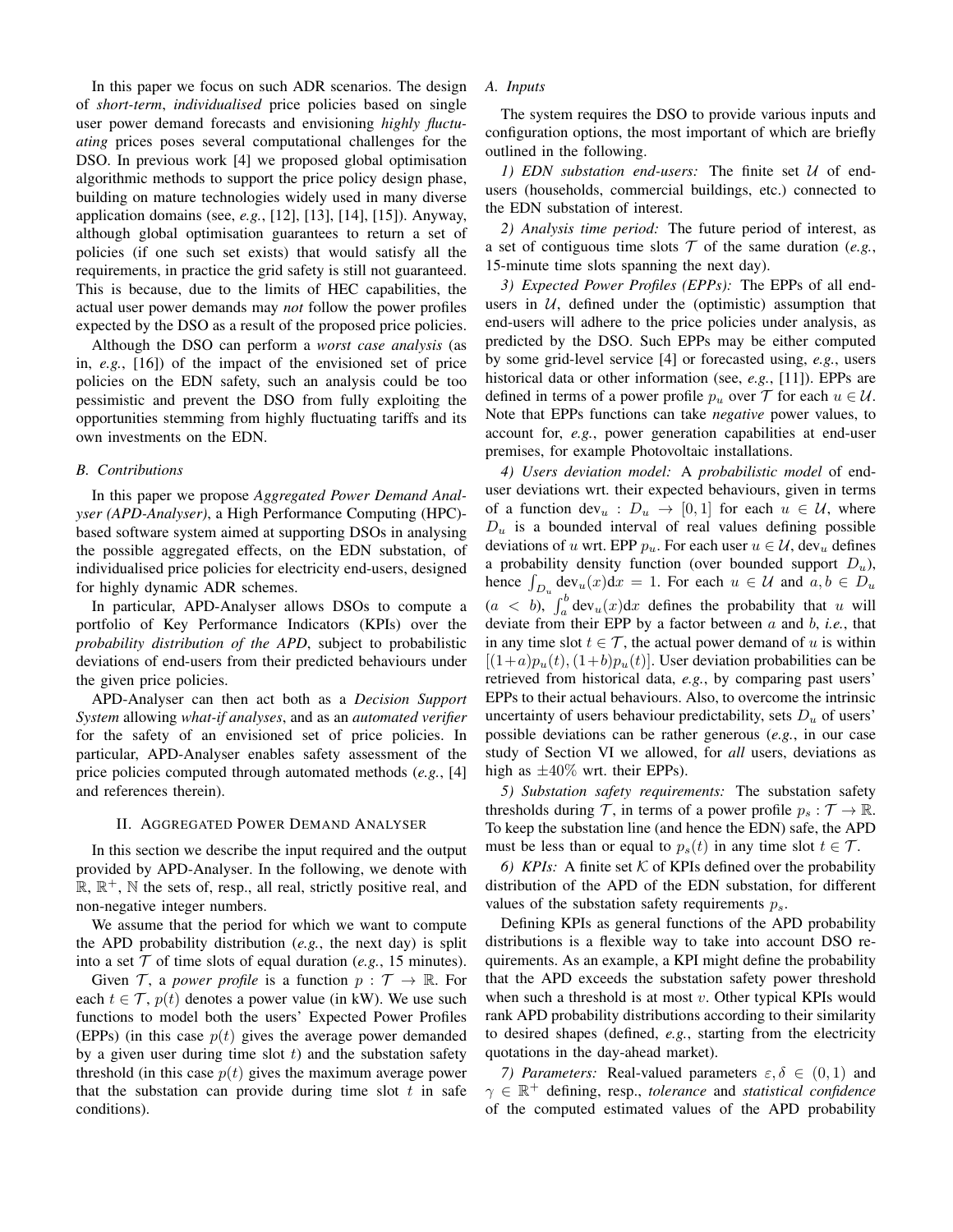In this paper we focus on such ADR scenarios. The design of *short-term*, *individualised* price policies based on single user power demand forecasts and envisioning *highly fluctuating* prices poses several computational challenges for the DSO. In previous work [4] we proposed global optimisation algorithmic methods to support the price policy design phase, building on mature technologies widely used in many diverse application domains (see, *e.g.*, [12], [13], [14], [15]). Anyway, although global optimisation guarantees to return a set of policies (if one such set exists) that would satisfy all the requirements, in practice the grid safety is still not guaranteed. This is because, due to the limits of HEC capabilities, the actual user power demands may *not* follow the power profiles expected by the DSO as a result of the proposed price policies.

Although the DSO can perform a *worst case analysis* (as in, *e.g.*, [16]) of the impact of the envisioned set of price policies on the EDN safety, such an analysis could be too pessimistic and prevent the DSO from fully exploiting the opportunities stemming from highly fluctuating tariffs and its own investments on the EDN.

### B. Contributions

In this paper we propose *Aggregated Power Demand Analyser (APD-Analyser)*, a High Performance Computing (HPC)-based software system aimed at supporting DSOs in analysing the possible aggregated effects, on the EDN substation, of individualised price policies for electricity end-users, designed for highly dynamic ADR schemes.

In particular, APD-Analyser allows DSOs to compute a portfolio of Key Performance Indicators (KPIs) over the *probability distribution of the APD*, subject to probabilistic deviations of end-users from their predicted behaviours under the given price policies.

APD-Analyser can then act both as a *Decision Support System* allowing *what-if analyses*, and as an *automated verifier* for the safety of an envisioned set of price policies. In particular, APD-Analyser enables safety assessment of the price policies computed through automated methods (*e.g.*, [4] and references therein).

## II. Aggregated Power Demand Analyser

In this section we describe the input required and the output provided by APD-Analyser. In the following, we denote with $\mathbb{R}$, $\mathbb{R}^+$, $\mathbb{N}$ the sets of, resp., all real, strictly positive real, and non-negative integer numbers.

We assume that the period for which we want to compute the APD probability distribution (*e.g.*, the next day) is split into a set $\mathcal{T}$ of time slots of equal duration (*e.g.*, 15 minutes).

Given $\mathcal{T}$, a *power profile* is a function $p : \mathcal{T} \to \mathbb{R}$. For each $t \in \mathcal{T}$, $p(t)$ denotes a power value (in kW). We use such functions to model both the users' Expected Power Profiles (EPPs) (in this case $p(t)$ gives the average power demanded by a given user during time slot $t$) and the substation safety threshold (in this case $p(t)$ gives the maximum average power that the substation can provide during time slot $t$ in safe conditions).

### A. Inputs

The system requires the DSO to provide various inputs and configuration options, the most important of which are briefly outlined in the following.

*1) EDN substation end-users:* The finite set $\mathcal{U}$ of end-users (households, commercial buildings, etc.) connected to the EDN substation of interest.

*2) Analysis time period:* The future period of interest, as a set of contiguous time slots $\mathcal{T}$ of the same duration (*e.g.*, 15-minute time slots spanning the next day).

*3) Expected Power Profiles (EPPs):* The EPPs of all end-users in $\mathcal{U}$, defined under the (optimistic) assumption that end-users will adhere to the price policies under analysis, as predicted by the DSO. Such EPPs may be either computed by some grid-level service [4] or forecasted using, *e.g.*, users historical data or other information (see, *e.g.*, [11]). EPPs are defined in terms of a power profile $p_u$ over $\mathcal{T}$ for each $u \in \mathcal{U}$. Note that EPPs functions can take *negative* power values, to account for, *e.g.*, power generation capabilities at end-user premises, for example Photovoltaic installations.

*4) Users deviation model:* A *probabilistic model* of end-user deviations wrt. their expected behaviours, given in terms of a function $\text{dev}_u : D_u \to [0, 1]$ for each $u \in \mathcal{U}$, where $D_u$ is a bounded interval of real values defining possible deviations of $u$ wrt. EPP $p_u$. For each user $u \in \mathcal{U}$, $\text{dev}_u$ defines a probability density function (over bounded support $D_u$), hence $\int_{D_u} \text{dev}_u(x)\mathrm{d}x = 1$. For each $u \in \mathcal{U}$ and $a, b \in D_u$ ($a < b$), $\int_a^b \text{dev}_u(x)\mathrm{d}x$ defines the probability that $u$ will deviate from their EPP by a factor between $a$ and $b$, *i.e.*, that in any time slot $t \in \mathcal{T}$, the actual power demand of $u$ is within $[(1+a)p_u(t), (1+b)p_u(t)]$. User deviation probabilities can be retrieved from historical data, *e.g.*, by comparing past users' EPPs to their actual behaviours. Also, to overcome the intrinsic uncertainty of users behaviour predictability, sets $D_u$ of users' possible deviations can be rather generous (*e.g.*, in our case study of Section VI we allowed, for *all* users, deviations as high as $\pm 40\%$ wrt. their EPPs).

*5) Substation safety requirements:* The substation safety thresholds during $\mathcal{T}$, in terms of a power profile $p_s : \mathcal{T} \to \mathbb{R}$. To keep the substation line (and hence the EDN) safe, the APD must be less than or equal to $p_s(t)$ in any time slot $t \in \mathcal{T}$.

*6) KPIs:* A finite set $\mathcal{K}$ of KPIs defined over the probability distribution of the APD of the EDN substation, for different values of the substation safety requirements $p_s$.

Defining KPIs as general functions of the APD probability distributions is a flexible way to take into account DSO requirements. As an example, a KPI might define the probability that the APD exceeds the substation safety power threshold when such a threshold is at most $v$. Other typical KPIs would rank APD probability distributions according to their similarity to desired shapes (defined, *e.g.*, starting from the electricity quotations in the day-ahead market).

*7) Parameters:* Real-valued parameters $\varepsilon, \delta \in (0, 1)$ and $\gamma \in \mathbb{R}^+$ defining, resp., *tolerance* and *statistical confidence* of the computed estimated values of the APD probability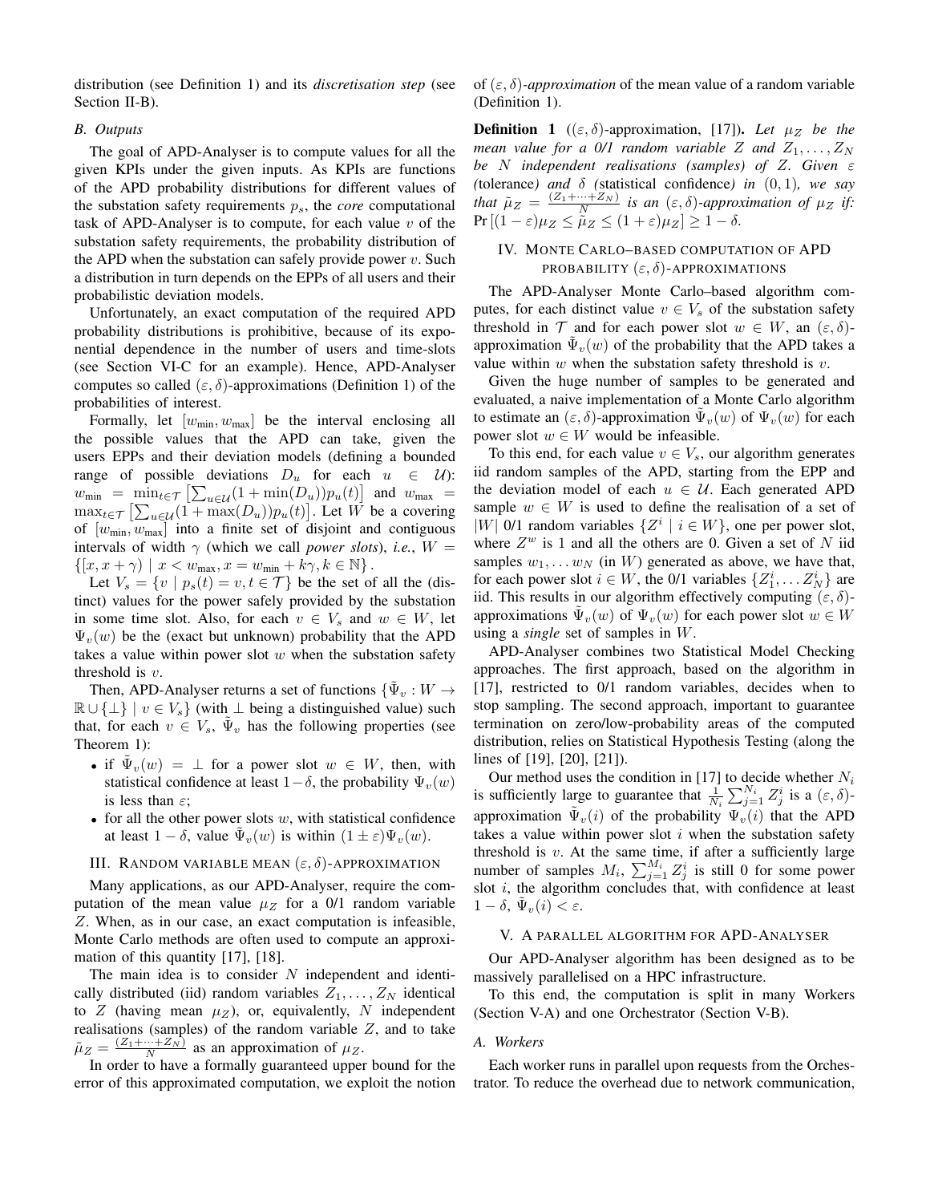distribution (see Definition 1) and its *discretisation step* (see Section II-B).

### B. Outputs

The goal of APD-Analyser is to compute values for all the given KPIs under the given inputs. As KPIs are functions of the APD probability distributions for different values of the substation safety requirements $p_s$, the *core* computational task of APD-Analyser is to compute, for each value $v$ of the substation safety requirements, the probability distribution of the APD when the substation can safely provide power $v$. Such a distribution in turn depends on the EPPs of all users and their probabilistic deviation models.

Unfortunately, an exact computation of the required APD probability distributions is prohibitive, because of its exponential dependence in the number of users and time-slots (see Section VI-C for an example). Hence, APD-Analyser computes so called $(\varepsilon, \delta)$-approximations (Definition 1) of the probabilities of interest.

Formally, let $[w_{\min}, w_{\max}]$ be the interval enclosing all the possible values that the APD can take, given the users EPPs and their deviation models (defining a bounded range of possible deviations $D_u$ for each $u \in \mathcal{U}$): $w_{\min} = \min_{t \in \mathcal{T}} \left[\sum_{u \in \mathcal{U}} (1 + \min(D_u)) p_u(t)\right]$ and $w_{\max} = \max_{t \in \mathcal{T}} \left[\sum_{u \in \mathcal{U}} (1 + \max(D_u)) p_u(t)\right]$. Let $W$ be a covering of $[w_{\min}, w_{\max}]$ into a finite set of disjoint and contiguous intervals of width $\gamma$ (which we call *power slots*), *i.e.*, $W = \{[x, x+\gamma) \mid x < w_{\max}, x = w_{\min} + k\gamma, k \in \mathbb{N}\}$.

Let $V_s = \{v \mid p_s(t) = v, t \in \mathcal{T}\}$ be the set of all the (distinct) values for the power safely provided by the substation in some time slot. Also, for each $v \in V_s$ and $w \in W$, let $\Psi_v(w)$ be the (exact but unknown) probability that the APD takes a value within power slot $w$ when the substation safety threshold is $v$.

Then, APD-Analyser returns a set of functions $\{\tilde{\Psi}_v : W \to \mathbb{R} \cup \{\bot\} \mid v \in V_s\}$ (with $\bot$ being a distinguished value) such that, for each $v \in V_s$, $\tilde{\Psi}_v$ has the following properties (see Theorem 1):

- if $\tilde{\Psi}_v(w) = \bot$ for a power slot $w \in W$, then, with statistical confidence at least $1-\delta$, the probability $\Psi_v(w)$ is less than $\varepsilon$;
- for all the other power slots $w$, with statistical confidence at least $1-\delta$, value $\tilde{\Psi}_v(w)$ is within $(1 \pm \varepsilon)\Psi_v(w)$.

## III. Random variable mean $(\varepsilon, \delta)$-approximation

Many applications, as our APD-Analyser, require the computation of the mean value $\mu_Z$ for a 0/1 random variable $Z$. When, as in our case, an exact computation is infeasible, Monte Carlo methods are often used to compute an approximation of this quantity [17], [18].

The main idea is to consider $N$ independent and identically distributed (iid) random variables $Z_1, \ldots, Z_N$ identical to $Z$ (having mean $\mu_Z$), or, equivalently, $N$ independent realisations (samples) of the random variable $Z$, and to take $\tilde{\mu}_Z = \frac{(Z_1 + \cdots + Z_N)}{N}$ as an approximation of $\mu_Z$.

In order to have a formally guaranteed upper bound for the error of this approximated computation, we exploit the notion of $(\varepsilon, \delta)$-*approximation* of the mean value of a random variable (Definition 1).

**Definition 1** ($(\varepsilon, \delta)$-approximation, [17]). *Let $\mu_Z$ be the mean value for a 0/1 random variable $Z$ and $Z_1, \ldots, Z_N$ be $N$ independent realisations (samples) of $Z$. Given $\varepsilon$ (*tolerance*) and $\delta$ (*statistical confidence*) in $(0, 1)$, we say that $\tilde{\mu}_Z = \frac{(Z_1 + \cdots + Z_N)}{N}$ is an $(\varepsilon, \delta)$-approximation of $\mu_Z$ if:* $\Pr\left[(1-\varepsilon)\mu_Z \leq \tilde{\mu}_Z \leq (1+\varepsilon)\mu_Z\right] \geq 1 - \delta$.

## IV. Monte Carlo–based computation of APD probability $(\varepsilon, \delta)$-approximations

The APD-Analyser Monte Carlo–based algorithm computes, for each distinct value $v \in V_s$ of the substation safety threshold in $\mathcal{T}$ and for each power slot $w \in W$, an $(\varepsilon, \delta)$-approximation $\tilde{\Psi}_v(w)$ of the probability that the APD takes a value within $w$ when the substation safety threshold is $v$.

Given the huge number of samples to be generated and evaluated, a naive implementation of a Monte Carlo algorithm to estimate an $(\varepsilon, \delta)$-approximation $\tilde{\Psi}_v(w)$ of $\Psi_v(w)$ for each power slot $w \in W$ would be infeasible.

To this end, for each value $v \in V_s$, our algorithm generates iid random samples of the APD, starting from the EPP and the deviation model of each $u \in \mathcal{U}$. Each generated APD sample $w \in W$ is used to define the realisation of a set of $|W|$ 0/1 random variables $\{Z^i \mid i \in W\}$, one per power slot, where $Z^w$ is 1 and all the others are 0. Given a set of $N$ iid samples $w_1, \ldots w_N$ (in $W$) generated as above, we have that, for each power slot $i \in W$, the 0/1 variables $\{Z^i_1, \ldots Z^i_N\}$ are iid. This results in our algorithm effectively computing $(\varepsilon, \delta)$-approximations $\tilde{\Psi}_v(w)$ of $\Psi_v(w)$ for each power slot $w \in W$ using a *single* set of samples in $W$.

APD-Analyser combines two Statistical Model Checking approaches. The first approach, based on the algorithm in [17], restricted to 0/1 random variables, decides when to stop sampling. The second approach, important to guarantee termination on zero/low-probability areas of the computed distribution, relies on Statistical Hypothesis Testing (along the lines of [19], [20], [21]).

Our method uses the condition in [17] to decide whether $N_i$ is sufficiently large to guarantee that $\frac{1}{N_i}\sum_{j=1}^{N_i} Z^i_j$ is a $(\varepsilon, \delta)$-approximation $\tilde{\Psi}_v(i)$ of the probability $\Psi_v(i)$ that the APD takes a value within power slot $i$ when the substation safety threshold is $v$. At the same time, if after a sufficiently large number of samples $M_i$, $\sum_{j=1}^{M_i} Z^i_j$ is still 0 for some power slot $i$, the algorithm concludes that, with confidence at least $1-\delta$, $\tilde{\Psi}_v(i) < \varepsilon$.

## V. A parallel algorithm for APD-Analyser

Our APD-Analyser algorithm has been designed as to be massively parallelised on a HPC infrastructure.

To this end, the computation is split in many Workers (Section V-A) and one Orchestrator (Section V-B).

### A. Workers

Each worker runs in parallel upon requests from the Orchestrator. To reduce the overhead due to network communication,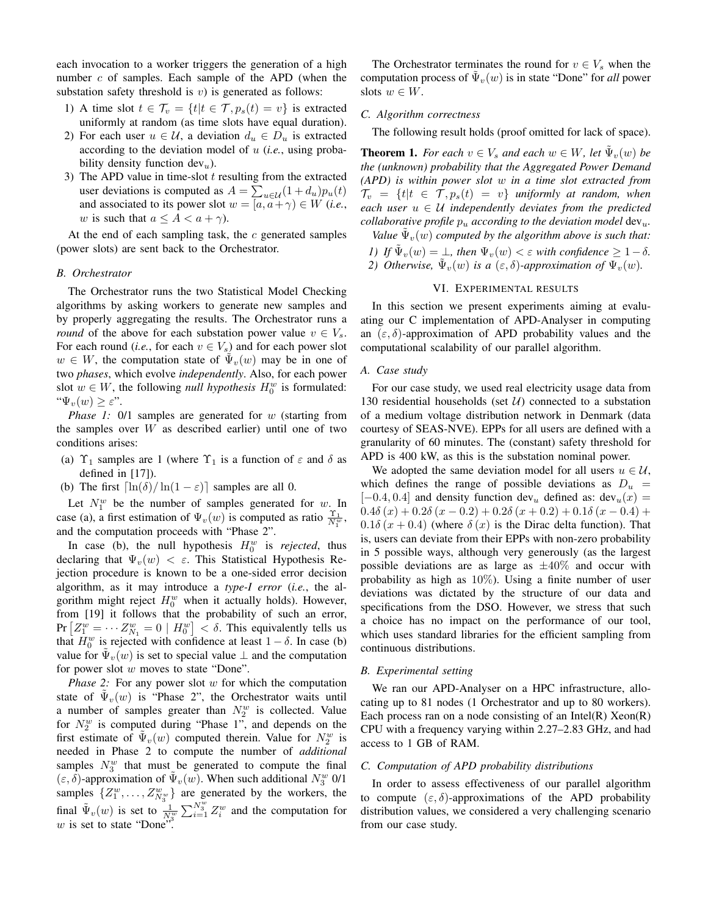each invocation to a worker triggers the generation of a high number $c$ of samples. Each sample of the APD (when the substation safety threshold is $v$) is generated as follows:

1) A time slot $t \in \mathcal{T}_v = \{t | t \in \mathcal{T}, p_s(t) = v\}$ is extracted uniformly at random (as time slots have equal duration).
2) For each user $u \in \mathcal{U}$, a deviation $d_u \in D_u$ is extracted according to the deviation model of $u$ (*i.e.*, using probability density function $\text{dev}_u$).
3) The APD value in time-slot $t$ resulting from the extracted user deviations is computed as $A = \sum_{u \in \mathcal{U}} (1 + d_u) p_u(t)$ and associated to its power slot $w = [a, a + \gamma) \in W$ (*i.e.*, $w$ is such that $a \leq A < a + \gamma$).

At the end of each sampling task, the $c$ generated samples (power slots) are sent back to the Orchestrator.

### B. Orchestrator

The Orchestrator runs the two Statistical Model Checking algorithms by asking workers to generate new samples and by properly aggregating the results. The Orchestrator runs a *round* of the above for each substation power value $v \in V_s$. For each round (*i.e.*, for each $v \in V_s$) and for each power slot $w \in W$, the computation state of $\tilde{\Psi}_v(w)$ may be in one of two *phases*, which evolve *independently*. Also, for each power slot $w \in W$, the following *null hypothesis* $H_0^w$ is formulated: "$\Psi_v(w) \geq \varepsilon$".

*Phase 1:* 0/1 samples are generated for $w$ (starting from the samples over $W$ as described earlier) until one of two conditions arises:

(a) $\Upsilon_1$ samples are 1 (where $\Upsilon_1$ is a function of $\varepsilon$ and $\delta$ as defined in [17]).
(b) The first $\lceil \ln(\delta) / \ln(1 - \varepsilon) \rceil$ samples are all 0.

Let $N_1^w$ be the number of samples generated for $w$. In case (a), a first estimation of $\Psi_v(w)$ is computed as ratio $\frac{\Upsilon_1}{N_1^w}$, and the computation proceeds with "Phase 2".

In case (b), the null hypothesis $H_0^w$ is *rejected*, thus declaring that $\Psi_v(w) < \varepsilon$. This Statistical Hypothesis Rejection procedure is known to be a one-sided error decision algorithm, as it may introduce a *type-I error* (*i.e.*, the algorithm might reject $H_0^w$ when it actually holds). However, from [19] it follows that the probability of such an error, $\Pr\left[Z_1^w = \cdots Z_{N_1}^w = 0 \mid H_0^w\right] < \delta$. This equivalently tells us that $H_0^w$ is rejected with confidence at least $1 - \delta$. In case (b) value for $\tilde{\Psi}_v(w)$ is set to special value $\perp$ and the computation for power slot $w$ moves to state "Done".

*Phase 2:* For any power slot $w$ for which the computation state of $\tilde{\Psi}_v(w)$ is "Phase 2", the Orchestrator waits until a number of samples greater than $N_2^w$ is collected. Value for $N_2^w$ is computed during "Phase 1", and depends on the first estimate of $\tilde{\Psi}_v(w)$ computed therein. Value for $N_2^w$ is needed in Phase 2 to compute the number of *additional* samples $N_3^w$ that must be generated to compute the final $(\varepsilon, \delta)$-approximation of $\tilde{\Psi}_v(w)$. When such additional $N_3^w$ 0/1 samples $\{Z_1^w, \ldots, Z_{N_3^w}^w\}$ are generated by the workers, the final $\tilde{\Psi}_v(w)$ is set to $\frac{1}{N_3^w} \sum_{i=1}^{N_3^w} Z_i^w$ and the computation for $w$ is set to state "Done".

The Orchestrator terminates the round for $v \in V_s$ when the computation process of $\tilde{\Psi}_v(w)$ is in state "Done" for *all* power slots $w \in W$.

### C. Algorithm correctness

The following result holds (proof omitted for lack of space).

**Theorem 1.** *For each $v \in V_s$ and each $w \in W$, let $\tilde{\Psi}_v(w)$ be the (unknown) probability that the Aggregated Power Demand (APD) is within power slot $w$ in a time slot extracted from $\mathcal{T}_v = \{t | t \in \mathcal{T}, p_s(t) = v\}$ uniformly at random, when each user $u \in \mathcal{U}$ independently deviates from the predicted collaborative profile $p_u$ according to the deviation model $\text{dev}_u$. Value $\tilde{\Psi}_v(w)$ computed by the algorithm above is such that:*

*1) If $\tilde{\Psi}_v(w) = \perp$, then $\Psi_v(w) < \varepsilon$ with confidence $\geq 1 - \delta$.*
*2) Otherwise, $\tilde{\Psi}_v(w)$ is a $(\varepsilon, \delta)$-approximation of $\Psi_v(w)$.*

## VI. Experimental results

In this section we present experiments aiming at evaluating our C implementation of APD-Analyser in computing an $(\varepsilon, \delta)$-approximation of APD probability values and the computational scalability of our parallel algorithm.

### A. Case study

For our case study, we used real electricity usage data from 130 residential households (set $\mathcal{U}$) connected to a substation of a medium voltage distribution network in Denmark (data courtesy of SEAS-NVE). EPPs for all users are defined with a granularity of 60 minutes. The (constant) safety threshold for APD is 400 kW, as this is the substation nominal power.

We adopted the same deviation model for all users $u \in \mathcal{U}$, which defines the range of possible deviations as $D_u = [-0.4, 0.4]$ and density function $\text{dev}_u$ defined as: $\text{dev}_u(x) = 0.4\delta(x) + 0.2\delta(x - 0.2) + 0.2\delta(x + 0.2) + 0.1\delta(x - 0.4) + 0.1\delta(x + 0.4)$ (where $\delta(x)$ is the Dirac delta function). That is, users can deviate from their EPPs with non-zero probability in 5 possible ways, although very generously (as the largest possible deviations are as large as $\pm 40\%$ and occur with probability as high as $10\%$). Using a finite number of user deviations was dictated by the structure of our data and specifications from the DSO. However, we stress that such a choice has no impact on the performance of our tool, which uses standard libraries for the efficient sampling from continuous distributions.

### B. Experimental setting

We ran our APD-Analyser on a HPC infrastructure, allocating up to 81 nodes (1 Orchestrator and up to 80 workers). Each process ran on a node consisting of an Intel(R) Xeon(R) CPU with a frequency varying within 2.27–2.83 GHz, and had access to 1 GB of RAM.

### C. Computation of APD probability distributions

In order to assess effectiveness of our parallel algorithm to compute $(\varepsilon, \delta)$-approximations of the APD probability distribution values, we considered a very challenging scenario from our case study.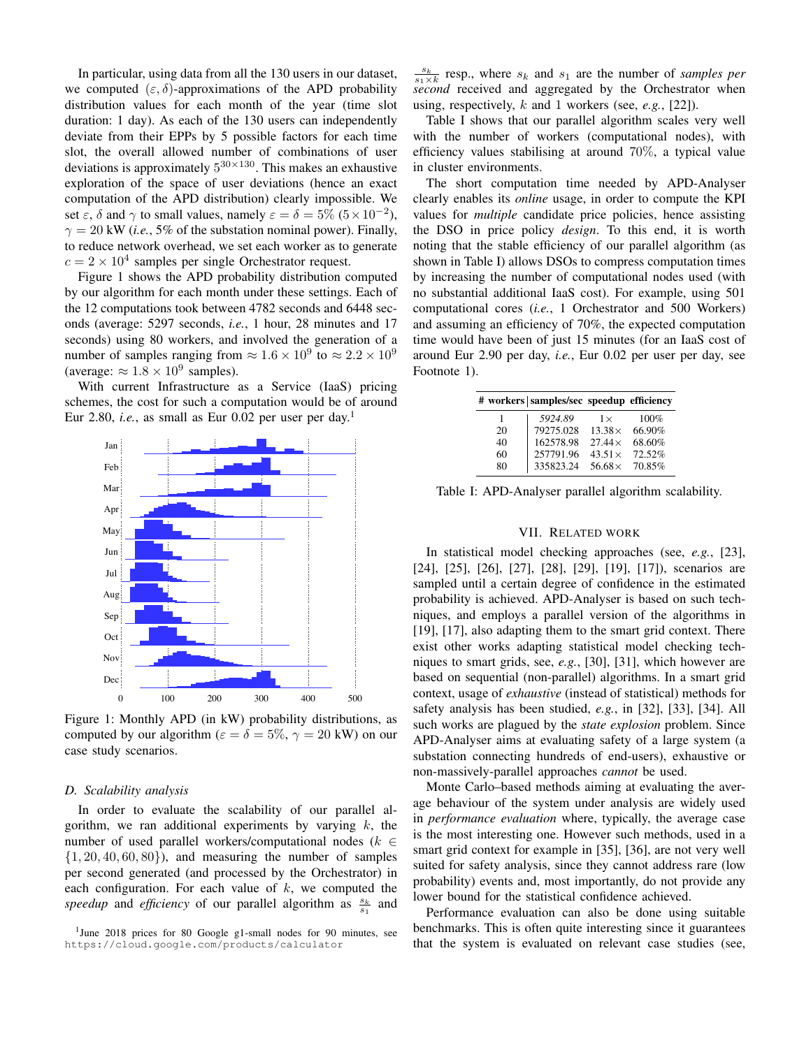In particular, using data from all the 130 users in our dataset, we computed $(\varepsilon, \delta)$-approximations of the APD probability distribution values for each month of the year (time slot duration: 1 day). As each of the 130 users can independently deviate from their EPPs by 5 possible factors for each time slot, the overall allowed number of combinations of user deviations is approximately $5^{30 \times 130}$. This makes an exhaustive exploration of the space of user deviations (hence an exact computation of the APD distribution) clearly impossible. We set $\varepsilon$, $\delta$ and $\gamma$ to small values, namely $\varepsilon = \delta = 5\%$ ($5 \times 10^{-2}$), $\gamma = 20$ kW (*i.e.*, 5% of the substation nominal power). Finally, to reduce network overhead, we set each worker as to generate $c = 2 \times 10^4$ samples per single Orchestrator request.

Figure 1 shows the APD probability distribution computed by our algorithm for each month under these settings. Each of the 12 computations took between 4782 seconds and 6448 seconds (average: 5297 seconds, *i.e.*, 1 hour, 28 minutes and 17 seconds) using 80 workers, and involved the generation of a number of samples ranging from $\approx 1.6 \times 10^9$ to $\approx 2.2 \times 10^9$ (average: $\approx 1.8 \times 10^9$ samples).

With current Infrastructure as a Service (IaaS) pricing schemes, the cost for such a computation would be of around Eur 2.80, *i.e.*, as small as Eur 0.02 per user per day.[1]

Figure 1: Monthly APD (in kW) probability distributions, as computed by our algorithm ($\varepsilon = \delta = 5\%$, $\gamma = 20$ kW) on our case study scenarios.

### D. Scalability analysis

In order to evaluate the scalability of our parallel algorithm, we ran additional experiments by varying $k$, the number of used parallel workers/computational nodes ($k \in \{1, 20, 40, 60, 80\}$), and measuring the number of samples per second generated (and processed by the Orchestrator) in each configuration. For each value of $k$, we computed the *speedup* and *efficiency* of our parallel algorithm as $\frac{s_k}{s_1}$ and $\frac{s_k}{s_1 \times k}$ resp., where $s_k$ and $s_1$ are the number of *samples per second* received and aggregated by the Orchestrator when using, respectively, $k$ and 1 workers (see, *e.g.*, [22]).

Table I shows that our parallel algorithm scales very well with the number of workers (computational nodes), with efficiency values stabilising at around 70%, a typical value in cluster environments.

The short computation time needed by APD-Analyser clearly enables its *online* usage, in order to compute the KPI values for *multiple* candidate price policies, hence assisting the DSO in price policy *design*. To this end, it is worth noting that the stable efficiency of our parallel algorithm (as shown in Table I) allows DSOs to compress computation times by increasing the number of computational nodes used (with no substantial additional IaaS cost). For example, using 501 computational cores (*i.e.*, 1 Orchestrator and 500 Workers) and assuming an efficiency of 70%, the expected computation time would have been of just 15 minutes (for an IaaS cost of around Eur 2.90 per day, *i.e.*, Eur 0.02 per user per day, see Footnote 1).

| # workers | samples/sec | speedup | efficiency |
|---|---|---|---|
| 1 | *5924.89* | $1\times$ | *100%* |
| 20 | 79275.028 | $13.38\times$ | 66.90% |
| 40 | 162578.98 | $27.44\times$ | 68.60% |
| 60 | 257791.96 | $43.51\times$ | 72.52% |
| 80 | 335823.24 | $56.68\times$ | 70.85% |

Table I: APD-Analyser parallel algorithm scalability.

## VII. Related work

In statistical model checking approaches (see, *e.g.*, [23], [24], [25], [26], [27], [28], [29], [19], [17]), scenarios are sampled until a certain degree of confidence in the estimated probability is achieved. APD-Analyser is based on such techniques, and employs a parallel version of the algorithms in [19], [17], also adapting them to the smart grid context. There exist other works adapting statistical model checking techniques to smart grids, see, *e.g.*, [30], [31], which however are based on sequential (non-parallel) algorithms. In a smart grid context, usage of *exhaustive* (instead of statistical) methods for safety analysis has been studied, *e.g.*, in [32], [33], [34]. All such works are plagued by the *state explosion* problem. Since APD-Analyser aims at evaluating safety of a large system (a substation connecting hundreds of end-users), exhaustive or non-massively-parallel approaches *cannot* be used.

Monte Carlo–based methods aiming at evaluating the average behaviour of the system under analysis are widely used in *performance evaluation* where, typically, the average case is the most interesting one. However such methods, used in a smart grid context for example in [35], [36], are not very well suited for safety analysis, since they cannot address rare (low probability) events and, most importantly, do not provide any lower bound for the statistical confidence achieved.

Performance evaluation can also be done using suitable benchmarks. This is often quite interesting since it guarantees that the system is evaluated on relevant case studies (see,

[1] June 2018 prices for 80 Google g1-small nodes for 90 minutes, see https://cloud.google.com/products/calculator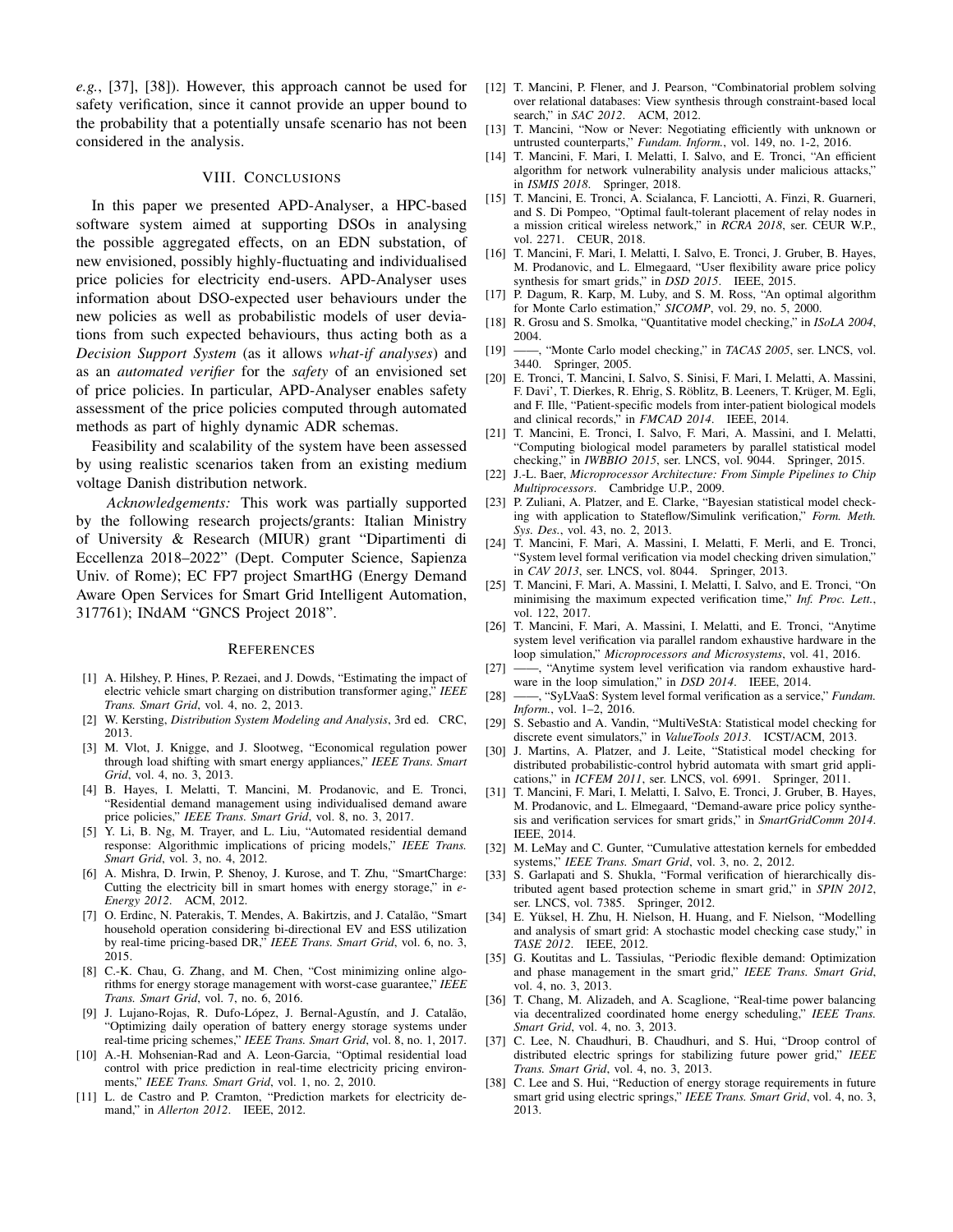*e.g.*, [37], [38]). However, this approach cannot be used for safety verification, since it cannot provide an upper bound to the probability that a potentially unsafe scenario has not been considered in the analysis.

## VIII. Conclusions

In this paper we presented APD-Analyser, a HPC-based software system aimed at supporting DSOs in analysing the possible aggregated effects, on an EDN substation, of new envisioned, possibly highly-fluctuating and individualised price policies for electricity end-users. APD-Analyser uses information about DSO-expected user behaviours under the new policies as well as probabilistic models of user deviations from such expected behaviours, thus acting both as a *Decision Support System* (as it allows *what-if analyses*) and as an *automated verifier* for the *safety* of an envisioned set of price policies. In particular, APD-Analyser enables safety assessment of the price policies computed through automated methods as part of highly dynamic ADR schemas.

Feasibility and scalability of the system have been assessed by using realistic scenarios taken from an existing medium voltage Danish distribution network.

*Acknowledgements:* This work was partially supported by the following research projects/grants: Italian Ministry of University & Research (MIUR) grant "Dipartimenti di Eccellenza 2018–2022" (Dept. Computer Science, Sapienza Univ. of Rome); EC FP7 project SmartHG (Energy Demand Aware Open Services for Smart Grid Intelligent Automation, 317761); INdAM "GNCS Project 2018".

## References

[1] A. Hilshey, P. Hines, P. Rezaei, and J. Dowds, "Estimating the impact of electric vehicle smart charging on distribution transformer aging," *IEEE Trans. Smart Grid*, vol. 4, no. 2, 2013.

[2] W. Kersting, *Distribution System Modeling and Analysis*, 3rd ed. CRC, 2013.

[3] M. Vlot, J. Knigge, and J. Slootweg, "Economical regulation power through load shifting with smart energy appliances," *IEEE Trans. Smart Grid*, vol. 4, no. 3, 2013.

[4] B. Hayes, I. Melatti, T. Mancini, M. Prodanovic, and E. Tronci, "Residential demand management using individualised demand aware price policies," *IEEE Trans. Smart Grid*, vol. 8, no. 3, 2017.

[5] Y. Li, B. Ng, M. Trayer, and L. Liu, "Automated residential demand response: Algorithmic implications of pricing models," *IEEE Trans. Smart Grid*, vol. 3, no. 4, 2012.

[6] A. Mishra, D. Irwin, P. Shenoy, J. Kurose, and T. Zhu, "SmartCharge: Cutting the electricity bill in smart homes with energy storage," in *e-Energy 2012*. ACM, 2012.

[7] O. Erdinc, N. Paterakis, T. Mendes, A. Bakirtzis, and J. Catalão, "Smart household operation considering bi-directional EV and ESS utilization by real-time pricing-based DR," *IEEE Trans. Smart Grid*, vol. 6, no. 3, 2015.

[8] C.-K. Chau, G. Zhang, and M. Chen, "Cost minimizing online algorithms for energy storage management with worst-case guarantee," *IEEE Trans. Smart Grid*, vol. 7, no. 6, 2016.

[9] J. Lujano-Rojas, R. Dufo-López, J. Bernal-Agustín, and J. Catalão, "Optimizing daily operation of battery energy storage systems under real-time pricing schemes," *IEEE Trans. Smart Grid*, vol. 8, no. 1, 2017.

[10] A.-H. Mohsenian-Rad and A. Leon-Garcia, "Optimal residential load control with price prediction in real-time electricity pricing environments," *IEEE Trans. Smart Grid*, vol. 1, no. 2, 2010.

[11] L. de Castro and P. Cramton, "Prediction markets for electricity demand," in *Allerton 2012*. IEEE, 2012.

[12] T. Mancini, P. Flener, and J. Pearson, "Combinatorial problem solving over relational databases: View synthesis through constraint-based local search," in *SAC 2012*. ACM, 2012.

[13] T. Mancini, "Now or Never: Negotiating efficiently with unknown or untrusted counterparts," *Fundam. Inform.*, vol. 149, no. 1-2, 2016.

[14] T. Mancini, F. Mari, I. Melatti, I. Salvo, and E. Tronci, "An efficient algorithm for network vulnerability analysis under malicious attacks," in *ISMIS 2018*. Springer, 2018.

[15] T. Mancini, E. Tronci, A. Scialanca, F. Lanciotti, A. Finzi, R. Guarneri, and S. Di Pompeo, "Optimal fault-tolerant placement of relay nodes in a mission critical wireless network," in *RCRA 2018*, ser. CEUR W.P., vol. 2271. CEUR, 2018.

[16] T. Mancini, F. Mari, I. Melatti, I. Salvo, E. Tronci, J. Gruber, B. Hayes, M. Prodanovic, and L. Elmegaard, "User flexibility aware price policy synthesis for smart grids," in *DSD 2015*. IEEE, 2015.

[17] P. Dagum, R. Karp, M. Luby, and S. M. Ross, "An optimal algorithm for Monte Carlo estimation," *SICOMP*, vol. 29, no. 5, 2000.

[18] R. Grosu and S. Smolka, "Quantitative model checking," in *ISoLA 2004*, 2004.

[19] ——, "Monte Carlo model checking," in *TACAS 2005*, ser. LNCS, vol. 3440. Springer, 2005.

[20] E. Tronci, T. Mancini, I. Salvo, S. Sinisi, F. Mari, I. Melatti, A. Massini, F. Davi', T. Dierkes, R. Ehrig, S. Röblitz, B. Leeners, T. Krüger, M. Egli, and F. Ille, "Patient-specific models from inter-patient biological models and clinical records," in *FMCAD 2014*. IEEE, 2014.

[21] T. Mancini, E. Tronci, I. Salvo, F. Mari, A. Massini, and I. Melatti, "Computing biological model parameters by parallel statistical model checking," in *IWBBIO 2015*, ser. LNCS, vol. 9044. Springer, 2015.

[22] J.-L. Baer, *Microprocessor Architecture: From Simple Pipelines to Chip Multiprocessors*. Cambridge U.P., 2009.

[23] P. Zuliani, A. Platzer, and E. Clarke, "Bayesian statistical model checking with application to Stateflow/Simulink verification," *Form. Meth. Sys. Des.*, vol. 43, no. 2, 2013.

[24] T. Mancini, F. Mari, A. Massini, I. Melatti, F. Merli, and E. Tronci, "System level formal verification via model checking driven simulation," in *CAV 2013*, ser. LNCS, vol. 8044. Springer, 2013.

[25] T. Mancini, F. Mari, A. Massini, I. Melatti, I. Salvo, and E. Tronci, "On minimising the maximum expected verification time," *Inf. Proc. Lett.*, vol. 122, 2017.

[26] T. Mancini, F. Mari, A. Massini, I. Melatti, and E. Tronci, "Anytime system level verification via parallel random exhaustive hardware in the loop simulation," *Microprocessors and Microsystems*, vol. 41, 2016.

[27] ——, "Anytime system level verification via random exhaustive hardware in the loop simulation," in *DSD 2014*. IEEE, 2014.

[28] ——, "SyLVaaS: System level formal verification as a service," *Fundam. Inform.*, vol. 1–2, 2016.

[29] S. Sebastio and A. Vandin, "MultiVeStA: Statistical model checking for discrete event simulators," in *ValueTools 2013*. ICST/ACM, 2013.

[30] J. Martins, A. Platzer, and J. Leite, "Statistical model checking for distributed probabilistic-control hybrid automata with smart grid applications," in *ICFEM 2011*, ser. LNCS, vol. 6991. Springer, 2011.

[31] T. Mancini, F. Mari, I. Melatti, I. Salvo, E. Tronci, J. Gruber, B. Hayes, M. Prodanovic, and L. Elmegaard, "Demand-aware price policy synthesis and verification services for smart grids," in *SmartGridComm 2014*. IEEE, 2014.

[32] M. LeMay and C. Gunter, "Cumulative attestation kernels for embedded systems," *IEEE Trans. Smart Grid*, vol. 3, no. 2, 2012.

[33] S. Garlapati and S. Shukla, "Formal verification of hierarchically distributed agent based protection scheme in smart grid," in *SPIN 2012*, ser. LNCS, vol. 7385. Springer, 2012.

[34] E. Yüksel, H. Zhu, H. Nielson, H. Huang, and F. Nielson, "Modelling and analysis of smart grid: A stochastic model checking case study," in *TASE 2012*. IEEE, 2012.

[35] G. Koutitas and L. Tassiulas, "Periodic flexible demand: Optimization and phase management in the smart grid," *IEEE Trans. Smart Grid*, vol. 4, no. 3, 2013.

[36] T. Chang, M. Alizadeh, and A. Scaglione, "Real-time power balancing via decentralized coordinated home energy scheduling," *IEEE Trans. Smart Grid*, vol. 4, no. 3, 2013.

[37] C. Lee, N. Chaudhuri, B. Chaudhuri, and S. Hui, "Droop control of distributed electric springs for stabilizing future power grid," *IEEE Trans. Smart Grid*, vol. 4, no. 3, 2013.

[38] C. Lee and S. Hui, "Reduction of energy storage requirements in future smart grid using electric springs," *IEEE Trans. Smart Grid*, vol. 4, no. 3, 2013.